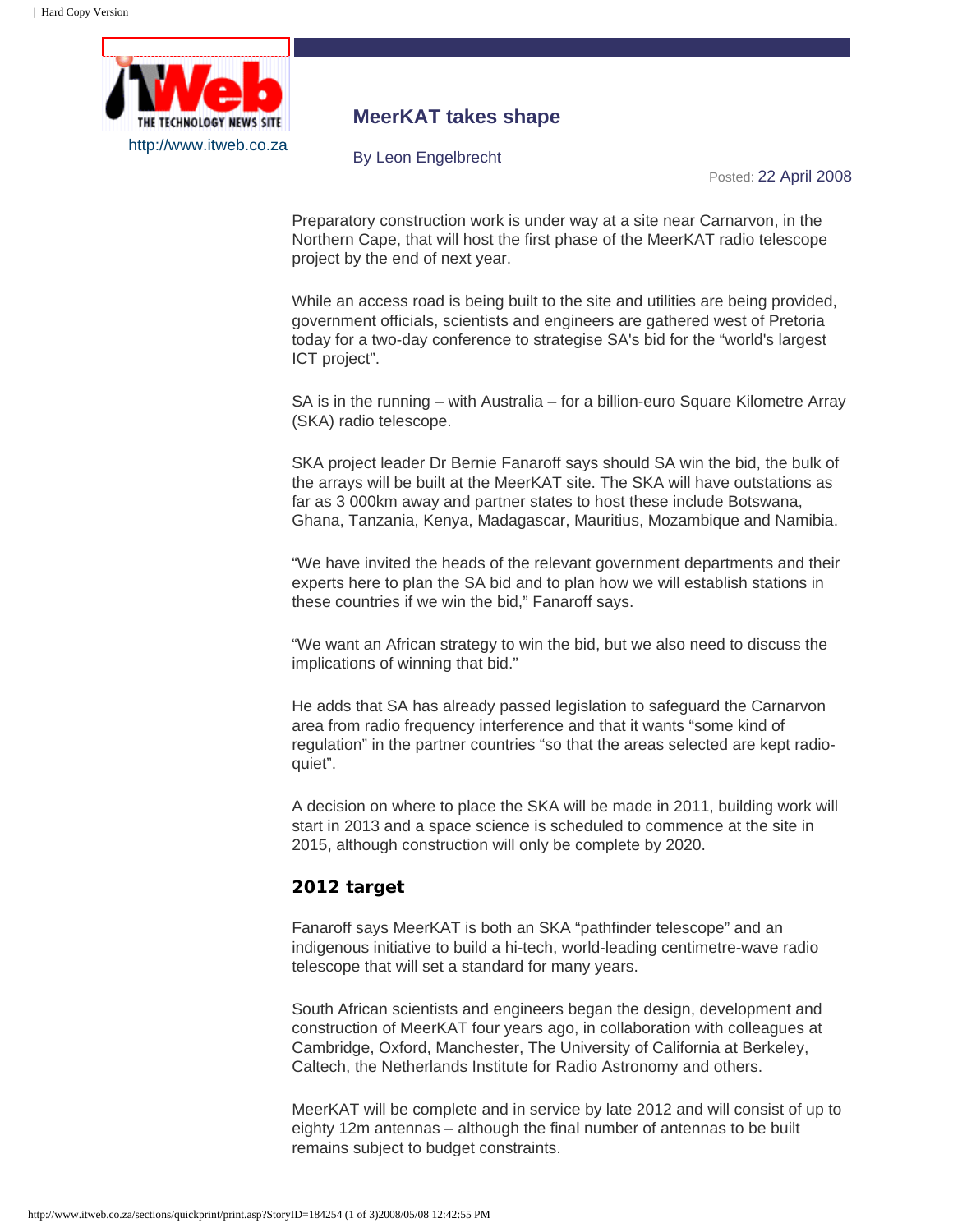http://www.itweb.co.za

# MeerKAT takes shape

By Leon Engelbrecht

Posted: 22 April 2008

Preparatory construction work is under way at a site near Carnarvon, in the Northern Cape, that will host the first phase of the MeerKAT radio telescope project by the end of next year.

While an access road is being built to the site and utilities are being provided, government officials, scientists and engineers are gathered west of Pretoria today for a two-day conference to strategise SA's bid for the "world's largest ICT project".

SA is in the running – with Australia – for a billion-euro Square Kilometre Array (SKA) radio telescope.

SKA project leader Dr Bernie Fanaroff says should SA win the bid, the bulk of the arrays will be built at the MeerKAT site. The SKA will have outstations as far as 3 000km away and partner states to host these include Botswana, Ghana, Tanzania, Kenya, Madagascar, Mauritius, Mozambique and Namibia.

"We have invited the heads of the relevant government departments and their experts here to plan the SA bid and to plan how we will establish stations in these countries if we win the bid," Fanaroff says.

"We want an African strategy to win the bid, but we also need to discuss the implications of winning that bid."

He adds that SA has already passed legislation to safeguard the Carnarvon area from radio frequency interference and that it wants "some kind of regulation" in the partner countries "so that the areas selected are kept radio-quiet".

A decision on where to place the SKA will be made in 2011, building work will start in 2013 and a space science is scheduled to commence at the site in 2015, although construction will only be complete by 2020.

## 2012 target

Fanaroff says MeerKAT is both an SKA "pathfinder telescope" and an indigenous initiative to build a hi-tech, world-leading centimetre-wave radio telescope that will set a standard for many years.

South African scientists and engineers began the design, development and construction of MeerKAT four years ago, in collaboration with colleagues at Cambridge, Oxford, Manchester, The University of California at Berkeley, Caltech, the Netherlands Institute for Radio Astronomy and others.

MeerKAT will be complete and in service by late 2012 and will consist of up to eighty 12m antennas – although the final number of antennas to be built remains subject to budget constraints.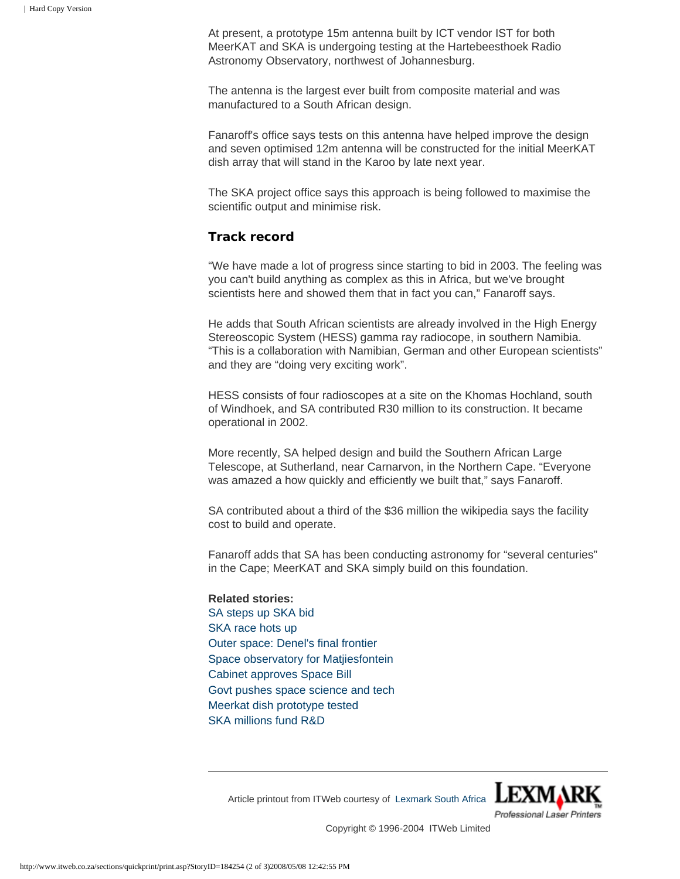At present, a prototype 15m antenna built by ICT vendor IST for both MeerKAT and SKA is undergoing testing at the Hartebeesthoek Radio Astronomy Observatory, northwest of Johannesburg.

The antenna is the largest ever built from composite material and was manufactured to a South African design.

Fanaroff's office says tests on this antenna have helped improve the design and seven optimised 12m antenna will be constructed for the initial MeerKAT dish array that will stand in the Karoo by late next year.

The SKA project office says this approach is being followed to maximise the scientific output and minimise risk.

## Track record

"We have made a lot of progress since starting to bid in 2003. The feeling was you can't build anything as complex as this in Africa, but we've brought scientists here and showed them that in fact you can," Fanaroff says.

He adds that South African scientists are already involved in the High Energy Stereoscopic System (HESS) gamma ray radiocope, in southern Namibia. "This is a collaboration with Namibian, German and other European scientists" and they are "doing very exciting work".

HESS consists of four radioscopes at a site on the Khomas Hochland, south of Windhoek, and SA contributed R30 million to its construction. It became operational in 2002.

More recently, SA helped design and build the Southern African Large Telescope, at Sutherland, near Carnarvon, in the Northern Cape. "Everyone was amazed a how quickly and efficiently we built that," says Fanaroff.

SA contributed about a third of the $36 million the wikipedia says the facility cost to build and operate.

Fanaroff adds that SA has been conducting astronomy for "several centuries" in the Cape; MeerKAT and SKA simply build on this foundation.

**Related stories:**
SA steps up SKA bid
SKA race hots up
Outer space: Denel's final frontier
Space observatory for Matjiesfontein
Cabinet approves Space Bill
Govt pushes space science and tech
Meerkat dish prototype tested
SKA millions fund R&D

---

Article printout from ITWeb courtesy of Lexmark South Africa

Copyright © 1996-2004 ITWeb Limited